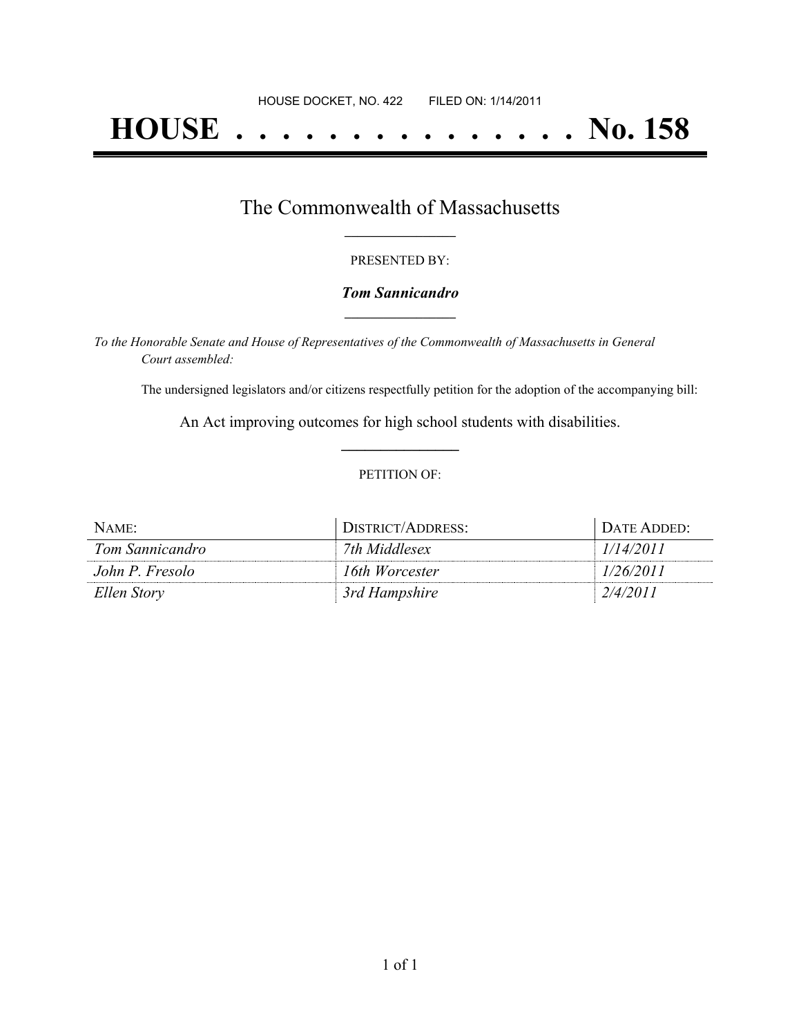HOUSE DOCKET, NO. 422        FILED ON: 1/14/2011

# HOUSE . . . . . . . . . . . . . . . No. 158

## The Commonwealth of Massachusetts

PRESENTED BY:

***Tom Sannicandro***

*To the Honorable Senate and House of Representatives of the Commonwealth of Massachusetts in General Court assembled:*

The undersigned legislators and/or citizens respectfully petition for the adoption of the accompanying bill:

An Act improving outcomes for high school students with disabilities.

PETITION OF:

| NAME: | DISTRICT/ADDRESS: | DATE ADDED: |
|---|---|---|
| *Tom Sannicandro* | *7th Middlesex* | *1/14/2011* |
| *John P. Fresolo* | *16th Worcester* | *1/26/2011* |
| *Ellen Story* | *3rd Hampshire* | *2/4/2011* |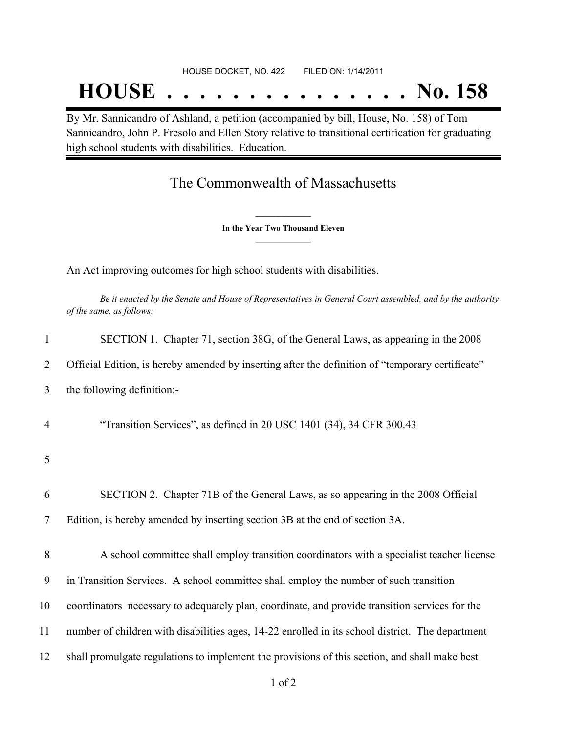HOUSE DOCKET, NO. 422 FILED ON: 1/14/2011

# HOUSE . . . . . . . . . . . . . . . No. 158

By Mr. Sannicandro of Ashland, a petition (accompanied by bill, House, No. 158) of Tom Sannicandro, John P. Fresolo and Ellen Story relative to transitional certification for graduating high school students with disabilities. Education.

## The Commonwealth of Massachusetts

**In the Year Two Thousand Eleven**

An Act improving outcomes for high school students with disabilities.

*Be it enacted by the Senate and House of Representatives in General Court assembled, and by the authority of the same, as follows:*

1 SECTION 1. Chapter 71, section 38G, of the General Laws, as appearing in the 2008
2 Official Edition, is hereby amended by inserting after the definition of "temporary certificate"
3 the following definition:-

4 "Transition Services", as defined in 20 USC 1401 (34), 34 CFR 300.43

5

6 SECTION 2. Chapter 71B of the General Laws, as so appearing in the 2008 Official
7 Edition, is hereby amended by inserting section 3B at the end of section 3A.

8 A school committee shall employ transition coordinators with a specialist teacher license
9 in Transition Services. A school committee shall employ the number of such transition
10 coordinators necessary to adequately plan, coordinate, and provide transition services for the
11 number of children with disabilities ages, 14-22 enrolled in its school district. The department
12 shall promulgate regulations to implement the provisions of this section, and shall make best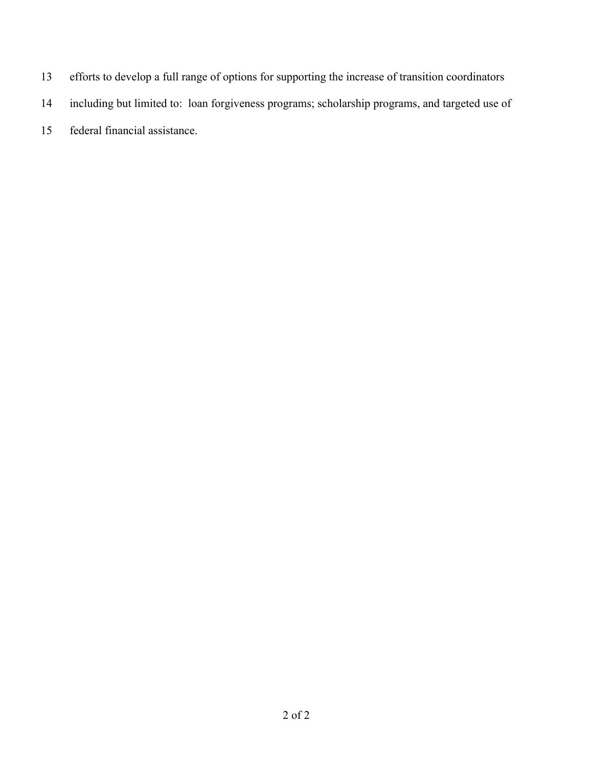13 efforts to develop a full range of options for supporting the increase of transition coordinators

14 including but limited to: loan forgiveness programs; scholarship programs, and targeted use of

15 federal financial assistance.